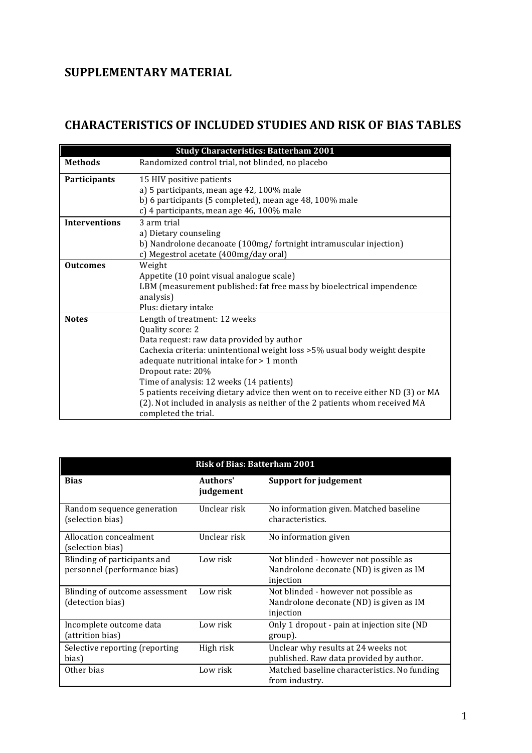## SUPPLEMENTARY MATERIAL

## CHARACTERISTICS OF INCLUDED STUDIES AND RISK OF BIAS TABLES

| Study Characteristics: Batterham 2001 | |
|---|---|
| **Methods** | Randomized control trial, not blinded, no placebo |
| **Participants** | 15 HIV positive patients<br>a) 5 participants, mean age 42, 100% male<br>b) 6 participants (5 completed), mean age 48, 100% male<br>c) 4 participants, mean age 46, 100% male |
| **Interventions** | 3 arm trial<br>a) Dietary counseling<br>b) Nandrolone decanoate (100mg/ fortnight intramuscular injection)<br>c) Megestrol acetate (400mg/day oral) |
| **Outcomes** | Weight<br>Appetite (10 point visual analogue scale)<br>LBM (measurement published: fat free mass by bioelectrical impendence analysis)<br>Plus: dietary intake |
| **Notes** | Length of treatment: 12 weeks<br>Quality score: 2<br>Data request: raw data provided by author<br>Cachexia criteria: unintentional weight loss >5% usual body weight despite adequate nutritional intake for > 1 month<br>Dropout rate: 20%<br>Time of analysis: 12 weeks (14 patients)<br>5 patients receiving dietary advice then went on to receive either ND (3) or MA (2). Not included in analysis as neither of the 2 patients whom received MA completed the trial. |

| Risk of Bias: Batterham 2001 | | |
|---|---|---|
| **Bias** | **Authors' judgement** | **Support for judgement** |
| Random sequence generation (selection bias) | Unclear risk | No information given. Matched baseline characteristics. |
| Allocation concealment (selection bias) | Unclear risk | No information given |
| Blinding of participants and personnel (performance bias) | Low risk | Not blinded - however not possible as Nandrolone deconate (ND) is given as IM injection |
| Blinding of outcome assessment (detection bias) | Low risk | Not blinded - however not possible as Nandrolone deconate (ND) is given as IM injection |
| Incomplete outcome data (attrition bias) | Low risk | Only 1 dropout - pain at injection site (ND group). |
| Selective reporting (reporting bias) | High risk | Unclear why results at 24 weeks not published. Raw data provided by author. |
| Other bias | Low risk | Matched baseline characteristics. No funding from industry. |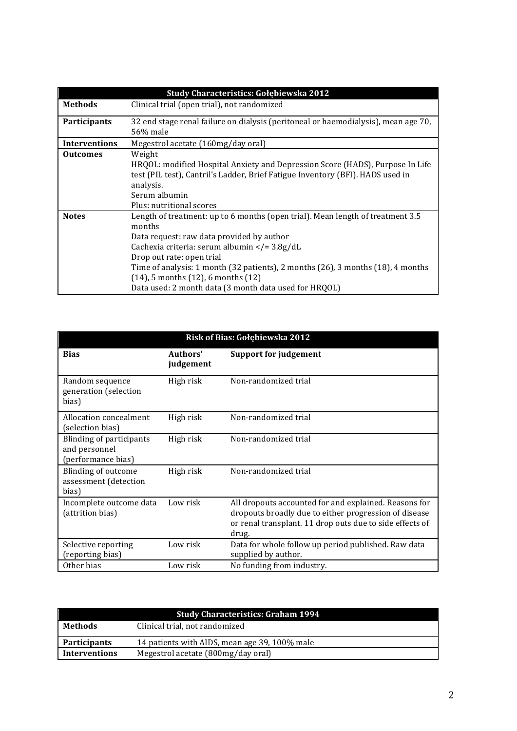| Study Characteristics: Gołębiewska 2012 | |
|---|---|
| **Methods** | Clinical trial (open trial), not randomized |
| **Participants** | 32 end stage renal failure on dialysis (peritoneal or haemodialysis), mean age 70, 56% male |
| **Interventions** | Megestrol acetate (160mg/day oral) |
| **Outcomes** | Weight<br>HRQOL: modified Hospital Anxiety and Depression Score (HADS), Purpose In Life test (PIL test), Cantril's Ladder, Brief Fatigue Inventory (BFI). HADS used in analysis.<br>Serum albumin<br>Plus: nutritional scores |
| **Notes** | Length of treatment: up to 6 months (open trial). Mean length of treatment 3.5 months<br>Data request: raw data provided by author<br>Cachexia criteria: serum albumin </= 3.8g/dL<br>Drop out rate: open trial<br>Time of analysis: 1 month (32 patients), 2 months (26), 3 months (18), 4 months (14), 5 months (12), 6 months (12)<br>Data used: 2 month data (3 month data used for HRQOL) |

| Risk of Bias: Gołębiewska 2012 | | |
|---|---|---|
| **Bias** | **Authors' judgement** | **Support for judgement** |
| Random sequence generation (selection bias) | High risk | Non-randomized trial |
| Allocation concealment (selection bias) | High risk | Non-randomized trial |
| Blinding of participants and personnel (performance bias) | High risk | Non-randomized trial |
| Blinding of outcome assessment (detection bias) | High risk | Non-randomized trial |
| Incomplete outcome data (attrition bias) | Low risk | All dropouts accounted for and explained. Reasons for dropouts broadly due to either progression of disease or renal transplant. 11 drop outs due to side effects of drug. |
| Selective reporting (reporting bias) | Low risk | Data for whole follow up period published. Raw data supplied by author. |
| Other bias | Low risk | No funding from industry. |

| Study Characteristics: Graham 1994 | |
|---|---|
| **Methods** | Clinical trial, not randomized |
| **Participants** | 14 patients with AIDS, mean age 39, 100% male |
| **Interventions** | Megestrol acetate (800mg/day oral) |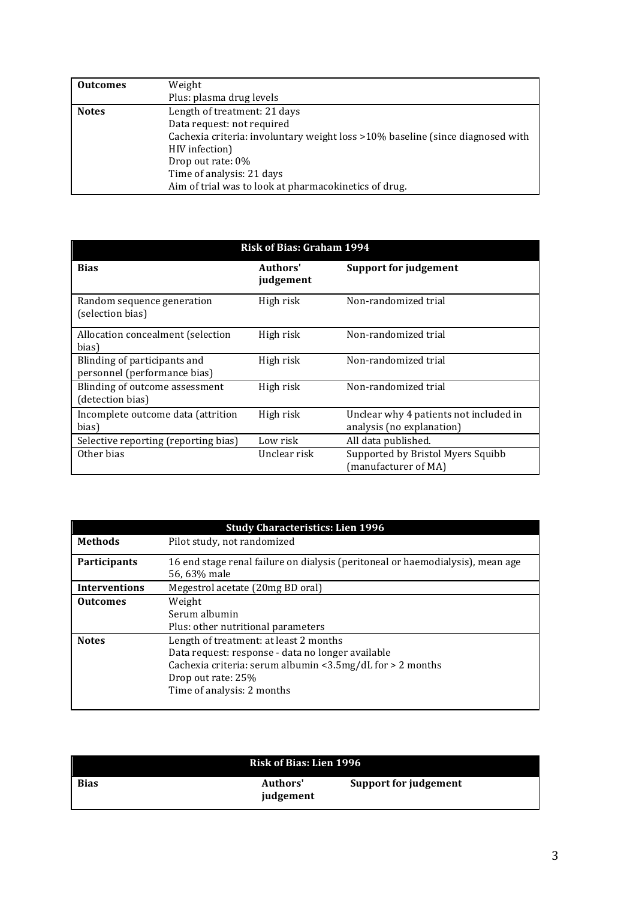| | |
|---|---|
| **Outcomes** | Weight<br>Plus: plasma drug levels |
| **Notes** | Length of treatment: 21 days<br>Data request: not required<br>Cachexia criteria: involuntary weight loss >10% baseline (since diagnosed with HIV infection)<br>Drop out rate: 0%<br>Time of analysis: 21 days<br>Aim of trial was to look at pharmacokinetics of drug. |

| Risk of Bias: Graham 1994 | | |
|---|---|---|
| **Bias** | **Authors' judgement** | **Support for judgement** |
| Random sequence generation (selection bias) | High risk | Non-randomized trial |
| Allocation concealment (selection bias) | High risk | Non-randomized trial |
| Blinding of participants and personnel (performance bias) | High risk | Non-randomized trial |
| Blinding of outcome assessment (detection bias) | High risk | Non-randomized trial |
| Incomplete outcome data (attrition bias) | High risk | Unclear why 4 patients not included in analysis (no explanation) |
| Selective reporting (reporting bias) | Low risk | All data published. |
| Other bias | Unclear risk | Supported by Bristol Myers Squibb (manufacturer of MA) |

| Study Characteristics: Lien 1996 | |
|---|---|
| **Methods** | Pilot study, not randomized |
| **Participants** | 16 end stage renal failure on dialysis (peritoneal or haemodialysis), mean age 56, 63% male |
| **Interventions** | Megestrol acetate (20mg BD oral) |
| **Outcomes** | Weight<br>Serum albumin<br>Plus: other nutritional parameters |
| **Notes** | Length of treatment: at least 2 months<br>Data request: response - data no longer available<br>Cachexia criteria: serum albumin <3.5mg/dL for > 2 months<br>Drop out rate: 25%<br>Time of analysis: 2 months |

| Risk of Bias: Lien 1996 | | |
|---|---|---|
| **Bias** | **Authors' judgement** | **Support for judgement** |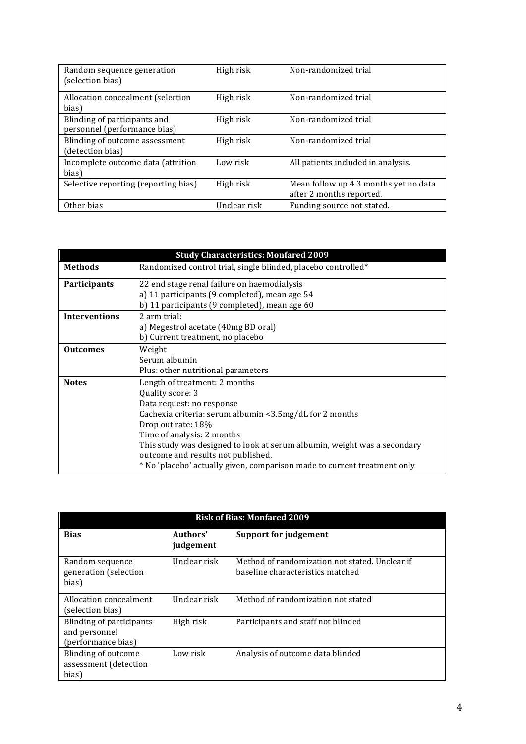| | | |
|---|---|---|
| Random sequence generation (selection bias) | High risk | Non-randomized trial |
| Allocation concealment (selection bias) | High risk | Non-randomized trial |
| Blinding of participants and personnel (performance bias) | High risk | Non-randomized trial |
| Blinding of outcome assessment (detection bias) | High risk | Non-randomized trial |
| Incomplete outcome data (attrition bias) | Low risk | All patients included in analysis. |
| Selective reporting (reporting bias) | High risk | Mean follow up 4.3 months yet no data after 2 months reported. |
| Other bias | Unclear risk | Funding source not stated. |

| **Study Characteristics: Monfared 2009** | |
|---|---|
| **Methods** | Randomized control trial, single blinded, placebo controlled* |
| **Participants** | 22 end stage renal failure on haemodialysis<br>a) 11 participants (9 completed), mean age 54<br>b) 11 participants (9 completed), mean age 60 |
| **Interventions** | 2 arm trial:<br>a) Megestrol acetate (40mg BD oral)<br>b) Current treatment, no placebo |
| **Outcomes** | Weight<br>Serum albumin<br>Plus: other nutritional parameters |
| **Notes** | Length of treatment: 2 months<br>Quality score: 3<br>Data request: no response<br>Cachexia criteria: serum albumin <3.5mg/dL for 2 months<br>Drop out rate: 18%<br>Time of analysis: 2 months<br>This study was designed to look at serum albumin, weight was a secondary outcome and results not published.<br>* No 'placebo' actually given, comparison made to current treatment only |

| **Risk of Bias: Monfared 2009** | | |
|---|---|---|
| **Bias** | **Authors' judgement** | **Support for judgement** |
| Random sequence generation (selection bias) | Unclear risk | Method of randomization not stated. Unclear if baseline characteristics matched |
| Allocation concealment (selection bias) | Unclear risk | Method of randomization not stated |
| Blinding of participants and personnel (performance bias) | High risk | Participants and staff not blinded |
| Blinding of outcome assessment (detection bias) | Low risk | Analysis of outcome data blinded |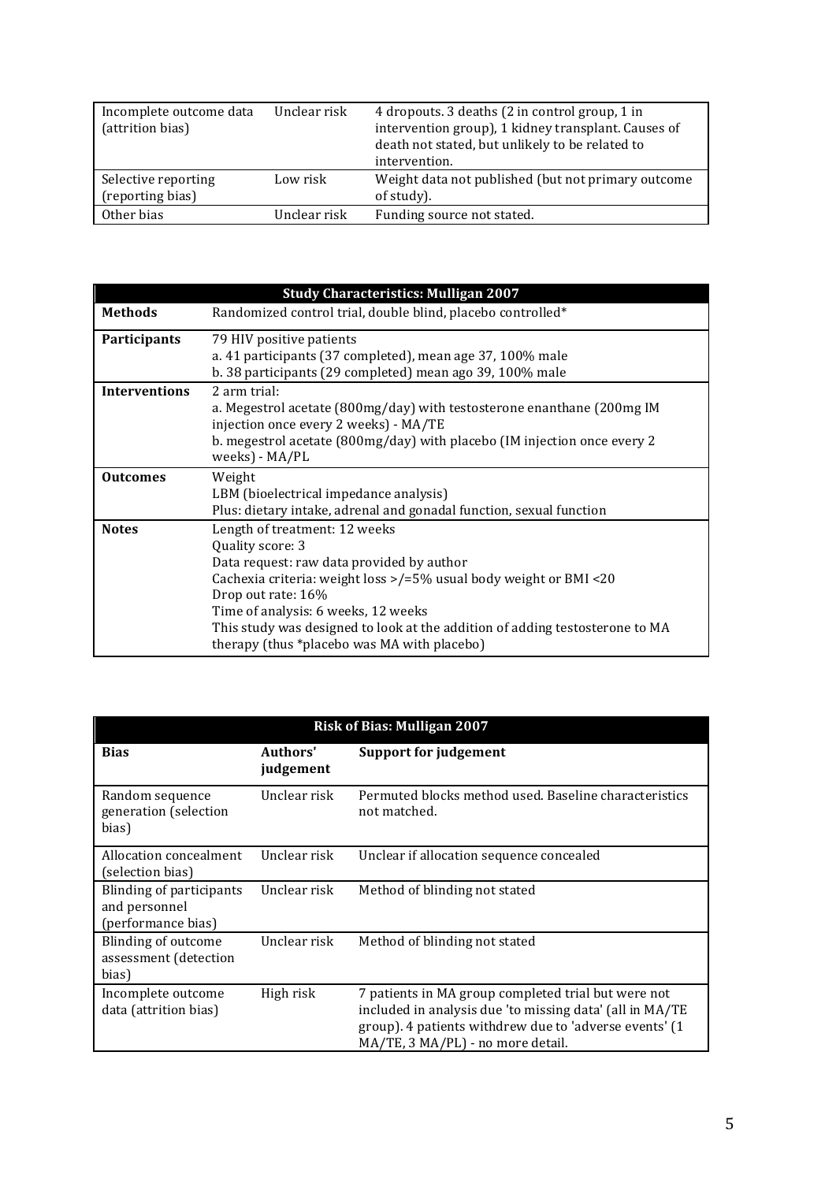| | | |
|---|---|---|
| Incomplete outcome data (attrition bias) | Unclear risk | 4 dropouts. 3 deaths (2 in control group, 1 in intervention group), 1 kidney transplant. Causes of death not stated, but unlikely to be related to intervention. |
| Selective reporting (reporting bias) | Low risk | Weight data not published (but not primary outcome of study). |
| Other bias | Unclear risk | Funding source not stated. |

| Study Characteristics: Mulligan 2007 | |
|---|---|
| **Methods** | Randomized control trial, double blind, placebo controlled* |
| **Participants** | 79 HIV positive patients<br>a. 41 participants (37 completed), mean age 37, 100% male<br>b. 38 participants (29 completed) mean ago 39, 100% male |
| **Interventions** | 2 arm trial:<br>a. Megestrol acetate (800mg/day) with testosterone enanthane (200mg IM injection once every 2 weeks) - MA/TE<br>b. megestrol acetate (800mg/day) with placebo (IM injection once every 2 weeks) - MA/PL |
| **Outcomes** | Weight<br>LBM (bioelectrical impedance analysis)<br>Plus: dietary intake, adrenal and gonadal function, sexual function |
| **Notes** | Length of treatment: 12 weeks<br>Quality score: 3<br>Data request: raw data provided by author<br>Cachexia criteria: weight loss >/=5% usual body weight or BMI <20<br>Drop out rate: 16%<br>Time of analysis: 6 weeks, 12 weeks<br>This study was designed to look at the addition of adding testosterone to MA therapy (thus *placebo was MA with placebo) |

| Risk of Bias: Mulligan 2007 | | |
|---|---|---|
| **Bias** | **Authors' judgement** | **Support for judgement** |
| Random sequence generation (selection bias) | Unclear risk | Permuted blocks method used. Baseline characteristics not matched. |
| Allocation concealment (selection bias) | Unclear risk | Unclear if allocation sequence concealed |
| Blinding of participants and personnel (performance bias) | Unclear risk | Method of blinding not stated |
| Blinding of outcome assessment (detection bias) | Unclear risk | Method of blinding not stated |
| Incomplete outcome data (attrition bias) | High risk | 7 patients in MA group completed trial but were not included in analysis due 'to missing data' (all in MA/TE group). 4 patients withdrew due to 'adverse events' (1 MA/TE, 3 MA/PL) - no more detail. |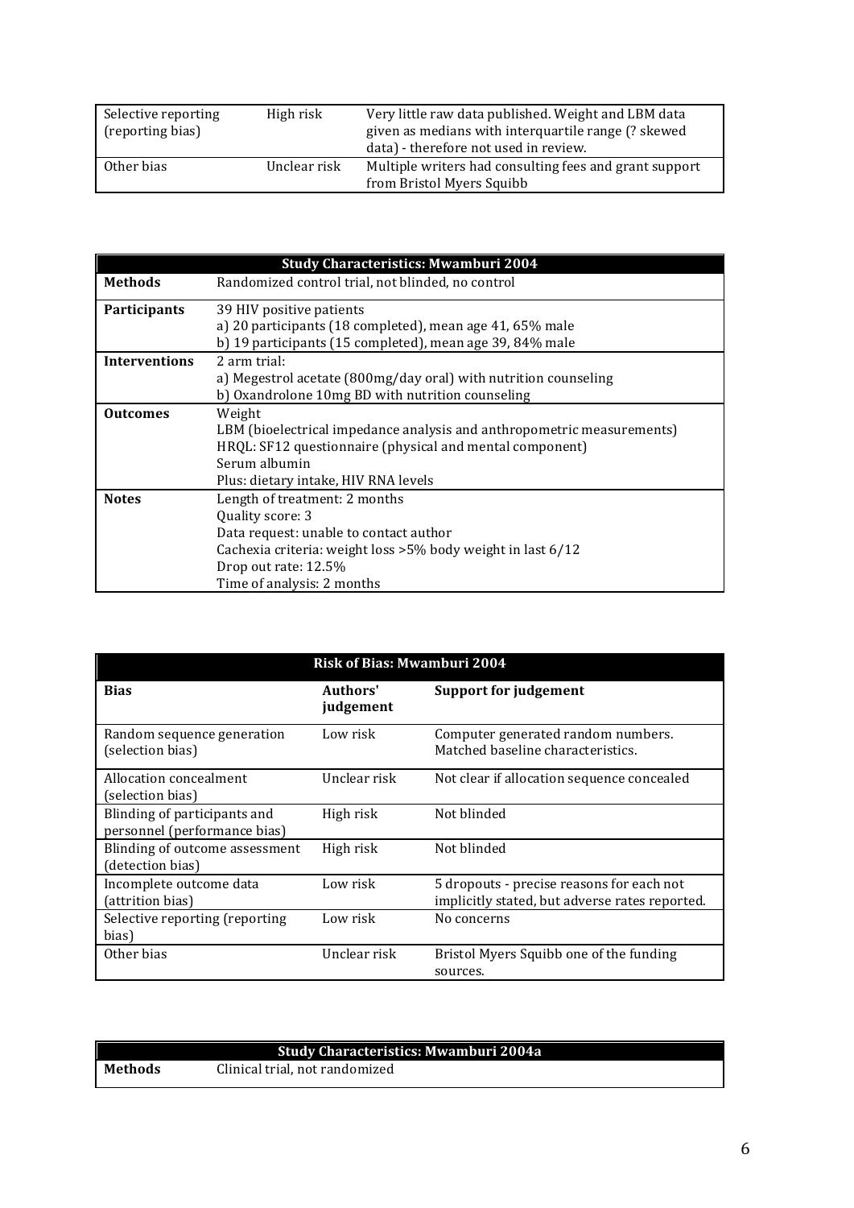| | | |
|---|---|---|
| Selective reporting (reporting bias) | High risk | Very little raw data published. Weight and LBM data given as medians with interquartile range (? skewed data) - therefore not used in review. |
| Other bias | Unclear risk | Multiple writers had consulting fees and grant support from Bristol Myers Squibb |

| Study Characteristics: Mwamburi 2004 | |
|---|---|
| **Methods** | Randomized control trial, not blinded, no control |
| **Participants** | 39 HIV positive patients<br>a) 20 participants (18 completed), mean age 41, 65% male<br>b) 19 participants (15 completed), mean age 39, 84% male |
| **Interventions** | 2 arm trial:<br>a) Megestrol acetate (800mg/day oral) with nutrition counseling<br>b) Oxandrolone 10mg BD with nutrition counseling |
| **Outcomes** | Weight<br>LBM (bioelectrical impedance analysis and anthropometric measurements)<br>HRQL: SF12 questionnaire (physical and mental component)<br>Serum albumin<br>Plus: dietary intake, HIV RNA levels |
| **Notes** | Length of treatment: 2 months<br>Quality score: 3<br>Data request: unable to contact author<br>Cachexia criteria: weight loss >5% body weight in last 6/12<br>Drop out rate: 12.5%<br>Time of analysis: 2 months |

| Risk of Bias: Mwamburi 2004 | | |
|---|---|---|
| **Bias** | **Authors' judgement** | **Support for judgement** |
| Random sequence generation (selection bias) | Low risk | Computer generated random numbers. Matched baseline characteristics. |
| Allocation concealment (selection bias) | Unclear risk | Not clear if allocation sequence concealed |
| Blinding of participants and personnel (performance bias) | High risk | Not blinded |
| Blinding of outcome assessment (detection bias) | High risk | Not blinded |
| Incomplete outcome data (attrition bias) | Low risk | 5 dropouts - precise reasons for each not implicitly stated, but adverse rates reported. |
| Selective reporting (reporting bias) | Low risk | No concerns |
| Other bias | Unclear risk | Bristol Myers Squibb one of the funding sources. |

| Study Characteristics: Mwamburi 2004a | |
|---|---|
| **Methods** | Clinical trial, not randomized |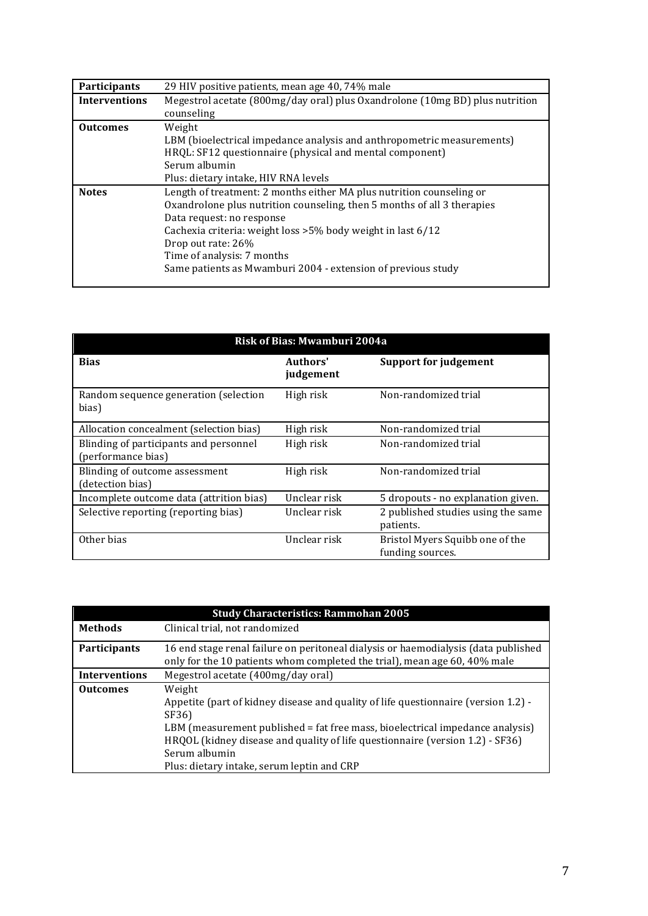| | |
|---|---|
| **Participants** | 29 HIV positive patients, mean age 40, 74% male |
| **Interventions** | Megestrol acetate (800mg/day oral) plus Oxandrolone (10mg BD) plus nutrition counseling |
| **Outcomes** | Weight<br>LBM (bioelectrical impedance analysis and anthropometric measurements)<br>HRQL: SF12 questionnaire (physical and mental component)<br>Serum albumin<br>Plus: dietary intake, HIV RNA levels |
| **Notes** | Length of treatment: 2 months either MA plus nutrition counseling or Oxandrolone plus nutrition counseling, then 5 months of all 3 therapies<br>Data request: no response<br>Cachexia criteria: weight loss >5% body weight in last 6/12<br>Drop out rate: 26%<br>Time of analysis: 7 months<br>Same patients as Mwamburi 2004 - extension of previous study |

**Risk of Bias: Mwamburi 2004a**

| Bias | Authors' judgement | Support for judgement |
|---|---|---|
| Random sequence generation (selection bias) | High risk | Non-randomized trial |
| Allocation concealment (selection bias) | High risk | Non-randomized trial |
| Blinding of participants and personnel (performance bias) | High risk | Non-randomized trial |
| Blinding of outcome assessment (detection bias) | High risk | Non-randomized trial |
| Incomplete outcome data (attrition bias) | Unclear risk | 5 dropouts - no explanation given. |
| Selective reporting (reporting bias) | Unclear risk | 2 published studies using the same patients. |
| Other bias | Unclear risk | Bristol Myers Squibb one of the funding sources. |

**Study Characteristics: Rammohan 2005**

| | |
|---|---|
| **Methods** | Clinical trial, not randomized |
| **Participants** | 16 end stage renal failure on peritoneal dialysis or haemodialysis (data published only for the 10 patients whom completed the trial), mean age 60, 40% male |
| **Interventions** | Megestrol acetate (400mg/day oral) |
| **Outcomes** | Weight<br>Appetite (part of kidney disease and quality of life questionnaire (version 1.2) - SF36)<br>LBM (measurement published = fat free mass, bioelectrical impedance analysis)<br>HRQOL (kidney disease and quality of life questionnaire (version 1.2) - SF36)<br>Serum albumin<br>Plus: dietary intake, serum leptin and CRP |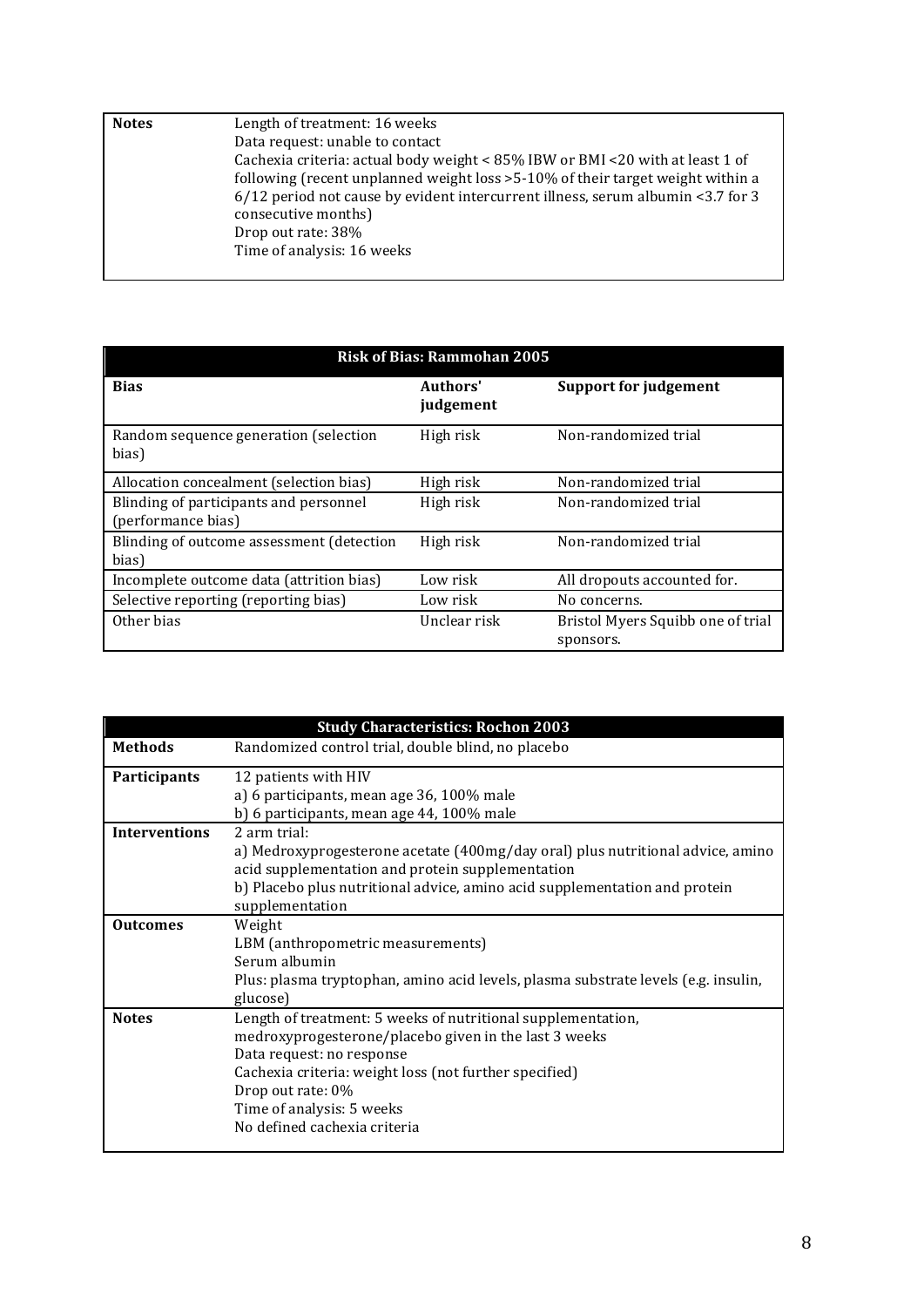| | |
|---|---|
| **Notes** | Length of treatment: 16 weeks<br>Data request: unable to contact<br>Cachexia criteria: actual body weight < 85% IBW or BMI <20 with at least 1 of following (recent unplanned weight loss >5-10% of their target weight within a 6/12 period not cause by evident intercurrent illness, serum albumin <3.7 for 3 consecutive months)<br>Drop out rate: 38%<br>Time of analysis: 16 weeks |

| Risk of Bias: Rammohan 2005 | | |
|---|---|---|
| **Bias** | **Authors' judgement** | **Support for judgement** |
| Random sequence generation (selection bias) | High risk | Non-randomized trial |
| Allocation concealment (selection bias) | High risk | Non-randomized trial |
| Blinding of participants and personnel (performance bias) | High risk | Non-randomized trial |
| Blinding of outcome assessment (detection bias) | High risk | Non-randomized trial |
| Incomplete outcome data (attrition bias) | Low risk | All dropouts accounted for. |
| Selective reporting (reporting bias) | Low risk | No concerns. |
| Other bias | Unclear risk | Bristol Myers Squibb one of trial sponsors. |

| Study Characteristics: Rochon 2003 | |
|---|---|
| **Methods** | Randomized control trial, double blind, no placebo |
| **Participants** | 12 patients with HIV<br>a) 6 participants, mean age 36, 100% male<br>b) 6 participants, mean age 44, 100% male |
| **Interventions** | 2 arm trial:<br>a) Medroxyprogesterone acetate (400mg/day oral) plus nutritional advice, amino acid supplementation and protein supplementation<br>b) Placebo plus nutritional advice, amino acid supplementation and protein supplementation |
| **Outcomes** | Weight<br>LBM (anthropometric measurements)<br>Serum albumin<br>Plus: plasma tryptophan, amino acid levels, plasma substrate levels (e.g. insulin, glucose) |
| **Notes** | Length of treatment: 5 weeks of nutritional supplementation, medroxyprogesterone/placebo given in the last 3 weeks<br>Data request: no response<br>Cachexia criteria: weight loss (not further specified)<br>Drop out rate: 0%<br>Time of analysis: 5 weeks<br>No defined cachexia criteria |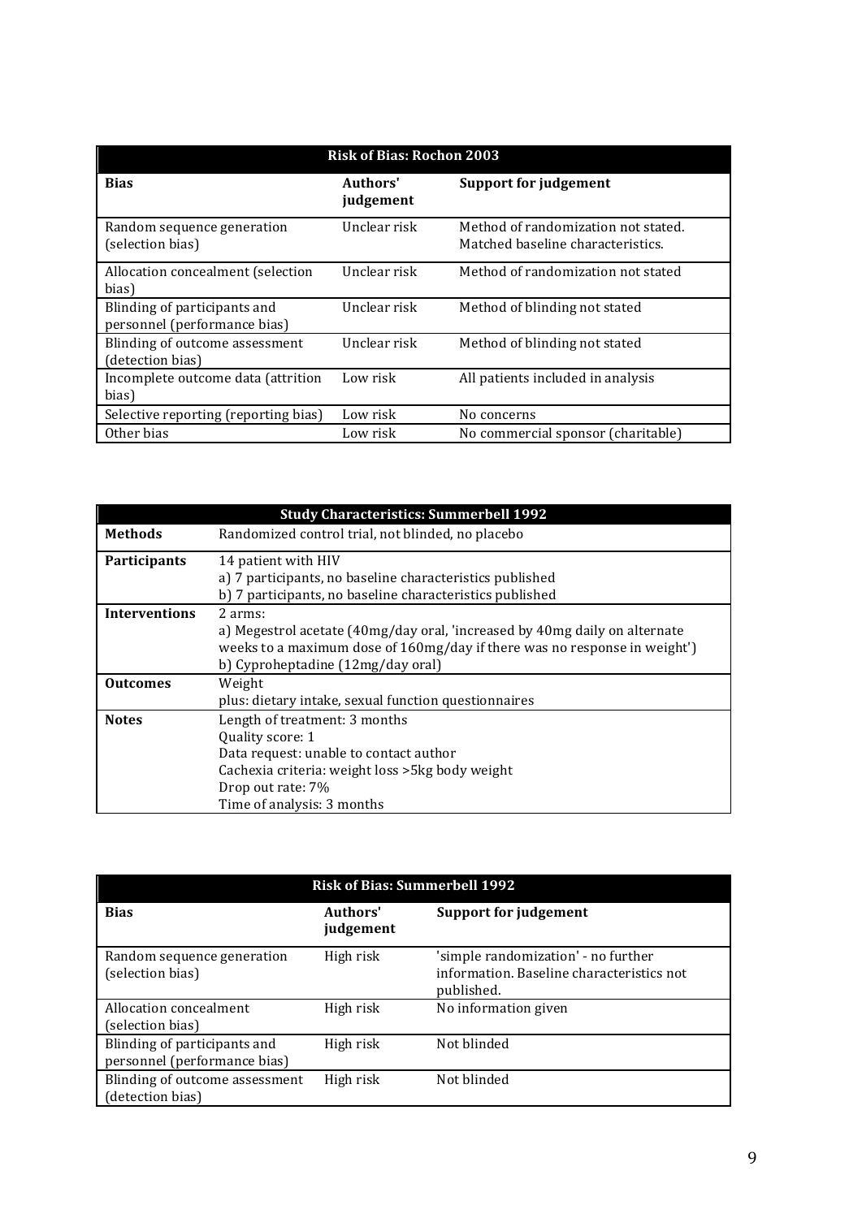| Risk of Bias: Rochon 2003 | | |
|---|---|---|
| **Bias** | **Authors' judgement** | **Support for judgement** |
| Random sequence generation (selection bias) | Unclear risk | Method of randomization not stated. Matched baseline characteristics. |
| Allocation concealment (selection bias) | Unclear risk | Method of randomization not stated |
| Blinding of participants and personnel (performance bias) | Unclear risk | Method of blinding not stated |
| Blinding of outcome assessment (detection bias) | Unclear risk | Method of blinding not stated |
| Incomplete outcome data (attrition bias) | Low risk | All patients included in analysis |
| Selective reporting (reporting bias) | Low risk | No concerns |
| Other bias | Low risk | No commercial sponsor (charitable) |

| Study Characteristics: Summerbell 1992 | |
|---|---|
| **Methods** | Randomized control trial, not blinded, no placebo |
| **Participants** | 14 patient with HIV<br>a) 7 participants, no baseline characteristics published<br>b) 7 participants, no baseline characteristics published |
| **Interventions** | 2 arms:<br>a) Megestrol acetate (40mg/day oral, 'increased by 40mg daily on alternate weeks to a maximum dose of 160mg/day if there was no response in weight')<br>b) Cyproheptadine (12mg/day oral) |
| **Outcomes** | Weight<br>plus: dietary intake, sexual function questionnaires |
| **Notes** | Length of treatment: 3 months<br>Quality score: 1<br>Data request: unable to contact author<br>Cachexia criteria: weight loss >5kg body weight<br>Drop out rate: 7%<br>Time of analysis: 3 months |

| Risk of Bias: Summerbell 1992 | | |
|---|---|---|
| **Bias** | **Authors' judgement** | **Support for judgement** |
| Random sequence generation (selection bias) | High risk | 'simple randomization' - no further information. Baseline characteristics not published. |
| Allocation concealment (selection bias) | High risk | No information given |
| Blinding of participants and personnel (performance bias) | High risk | Not blinded |
| Blinding of outcome assessment (detection bias) | High risk | Not blinded |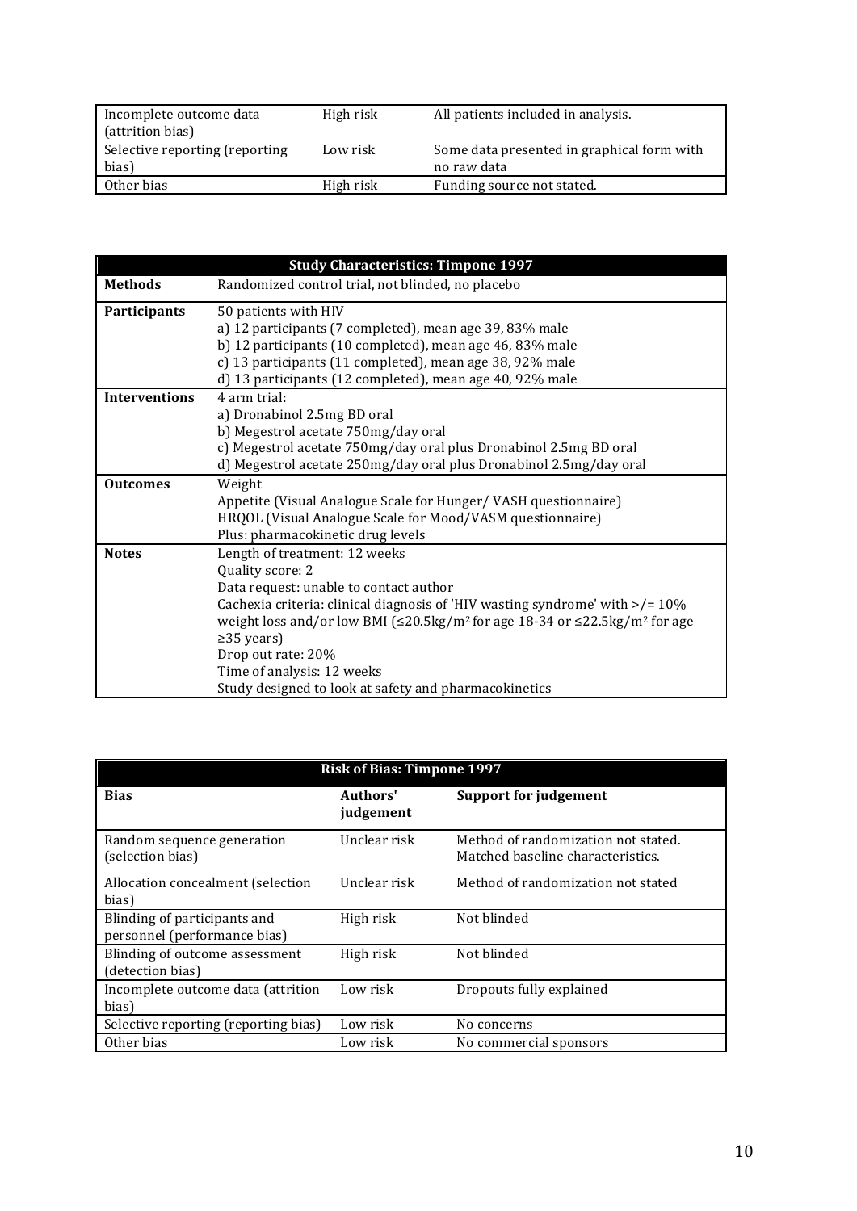| | | |
|---|---|---|
| Incomplete outcome data (attrition bias) | High risk | All patients included in analysis. |
| Selective reporting (reporting bias) | Low risk | Some data presented in graphical form with no raw data |
| Other bias | High risk | Funding source not stated. |

| Study Characteristics: Timpone 1997 | |
|---|---|
| **Methods** | Randomized control trial, not blinded, no placebo |
| **Participants** | 50 patients with HIV<br>a) 12 participants (7 completed), mean age 39, 83% male<br>b) 12 participants (10 completed), mean age 46, 83% male<br>c) 13 participants (11 completed), mean age 38, 92% male<br>d) 13 participants (12 completed), mean age 40, 92% male |
| **Interventions** | 4 arm trial:<br>a) Dronabinol 2.5mg BD oral<br>b) Megestrol acetate 750mg/day oral<br>c) Megestrol acetate 750mg/day oral plus Dronabinol 2.5mg BD oral<br>d) Megestrol acetate 250mg/day oral plus Dronabinol 2.5mg/day oral |
| **Outcomes** | Weight<br>Appetite (Visual Analogue Scale for Hunger/ VASH questionnaire)<br>HRQOL (Visual Analogue Scale for Mood/VASM questionnaire)<br>Plus: pharmacokinetic drug levels |
| **Notes** | Length of treatment: 12 weeks<br>Quality score: 2<br>Data request: unable to contact author<br>Cachexia criteria: clinical diagnosis of 'HIV wasting syndrome' with >/= 10% weight loss and/or low BMI (≤20.5kg/m² for age 18-34 or ≤22.5kg/m² for age ≥35 years)<br>Drop out rate: 20%<br>Time of analysis: 12 weeks<br>Study designed to look at safety and pharmacokinetics |

| Risk of Bias: Timpone 1997 | | |
|---|---|---|
| **Bias** | **Authors' judgement** | **Support for judgement** |
| Random sequence generation (selection bias) | Unclear risk | Method of randomization not stated. Matched baseline characteristics. |
| Allocation concealment (selection bias) | Unclear risk | Method of randomization not stated |
| Blinding of participants and personnel (performance bias) | High risk | Not blinded |
| Blinding of outcome assessment (detection bias) | High risk | Not blinded |
| Incomplete outcome data (attrition bias) | Low risk | Dropouts fully explained |
| Selective reporting (reporting bias) | Low risk | No concerns |
| Other bias | Low risk | No commercial sponsors |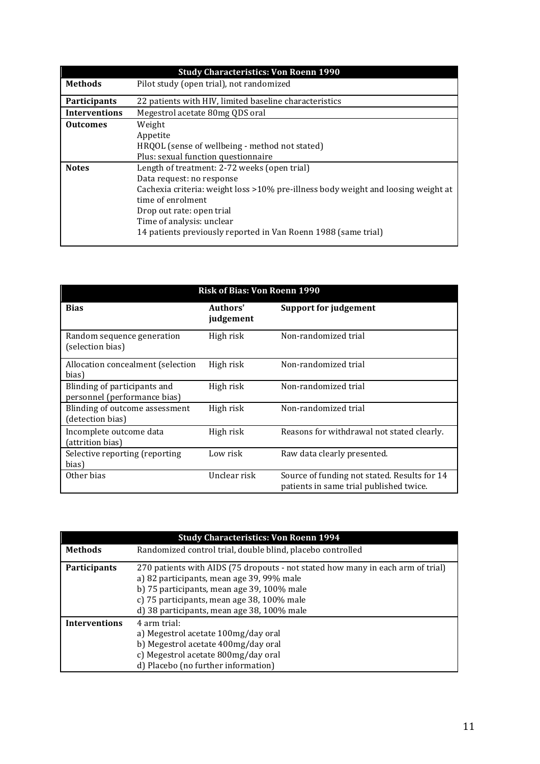| Study Characteristics: Von Roenn 1990 | |
|---|---|
| **Methods** | Pilot study (open trial), not randomized |
| **Participants** | 22 patients with HIV, limited baseline characteristics |
| **Interventions** | Megestrol acetate 80mg QDS oral |
| **Outcomes** | Weight<br>Appetite<br>HRQOL (sense of wellbeing - method not stated)<br>Plus: sexual function questionnaire |
| **Notes** | Length of treatment: 2-72 weeks (open trial)<br>Data request: no response<br>Cachexia criteria: weight loss >10% pre-illness body weight and loosing weight at time of enrolment<br>Drop out rate: open trial<br>Time of analysis: unclear<br>14 patients previously reported in Van Roenn 1988 (same trial) |

| Risk of Bias: Von Roenn 1990 | | |
|---|---|---|
| **Bias** | **Authors' judgement** | **Support for judgement** |
| Random sequence generation (selection bias) | High risk | Non-randomized trial |
| Allocation concealment (selection bias) | High risk | Non-randomized trial |
| Blinding of participants and personnel (performance bias) | High risk | Non-randomized trial |
| Blinding of outcome assessment (detection bias) | High risk | Non-randomized trial |
| Incomplete outcome data (attrition bias) | High risk | Reasons for withdrawal not stated clearly. |
| Selective reporting (reporting bias) | Low risk | Raw data clearly presented. |
| Other bias | Unclear risk | Source of funding not stated. Results for 14 patients in same trial published twice. |

| Study Characteristics: Von Roenn 1994 | |
|---|---|
| **Methods** | Randomized control trial, double blind, placebo controlled |
| **Participants** | 270 patients with AIDS (75 dropouts - not stated how many in each arm of trial)<br>a) 82 participants, mean age 39, 99% male<br>b) 75 participants, mean age 39, 100% male<br>c) 75 participants, mean age 38, 100% male<br>d) 38 participants, mean age 38, 100% male |
| **Interventions** | 4 arm trial:<br>a) Megestrol acetate 100mg/day oral<br>b) Megestrol acetate 400mg/day oral<br>c) Megestrol acetate 800mg/day oral<br>d) Placebo (no further information) |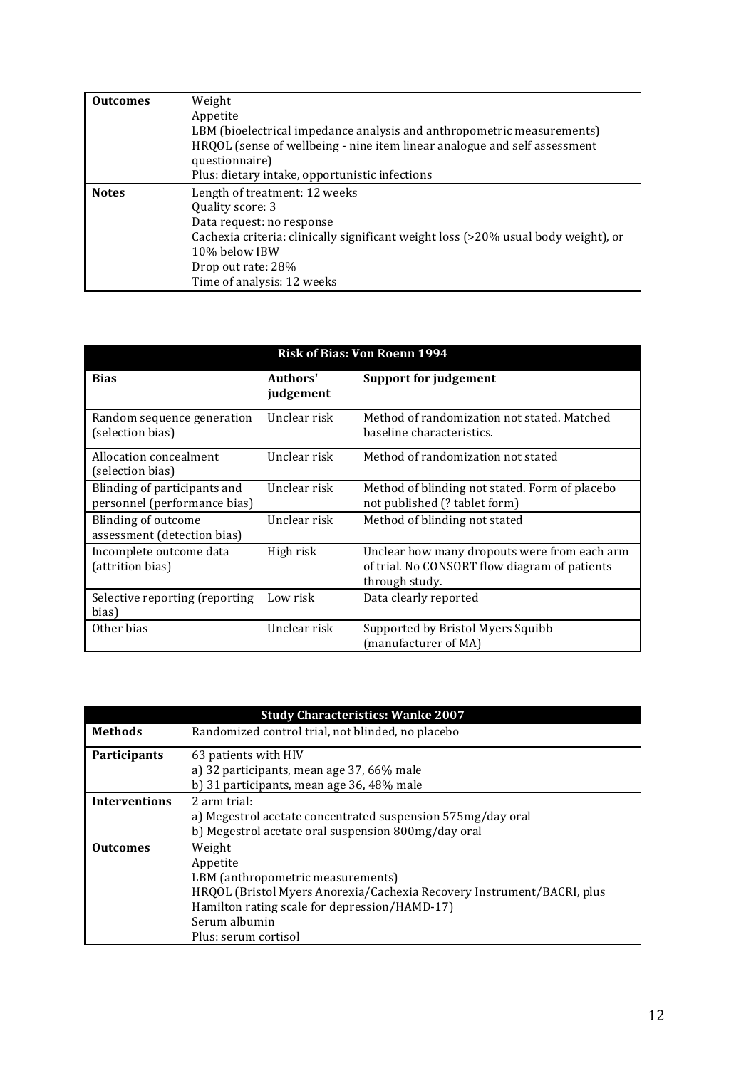| | |
|---|---|
| **Outcomes** | Weight<br>Appetite<br>LBM (bioelectrical impedance analysis and anthropometric measurements)<br>HRQOL (sense of wellbeing - nine item linear analogue and self assessment questionnaire)<br>Plus: dietary intake, opportunistic infections |
| **Notes** | Length of treatment: 12 weeks<br>Quality score: 3<br>Data request: no response<br>Cachexia criteria: clinically significant weight loss (>20% usual body weight), or 10% below IBW<br>Drop out rate: 28%<br>Time of analysis: 12 weeks |

| **Risk of Bias: Von Roenn 1994** | | |
|---|---|---|
| **Bias** | **Authors' judgement** | **Support for judgement** |
| Random sequence generation (selection bias) | Unclear risk | Method of randomization not stated. Matched baseline characteristics. |
| Allocation concealment (selection bias) | Unclear risk | Method of randomization not stated |
| Blinding of participants and personnel (performance bias) | Unclear risk | Method of blinding not stated. Form of placebo not published (? tablet form) |
| Blinding of outcome assessment (detection bias) | Unclear risk | Method of blinding not stated |
| Incomplete outcome data (attrition bias) | High risk | Unclear how many dropouts were from each arm of trial. No CONSORT flow diagram of patients through study. |
| Selective reporting (reporting bias) | Low risk | Data clearly reported |
| Other bias | Unclear risk | Supported by Bristol Myers Squibb (manufacturer of MA) |

| **Study Characteristics: Wanke 2007** | |
|---|---|
| **Methods** | Randomized control trial, not blinded, no placebo |
| **Participants** | 63 patients with HIV<br>a) 32 participants, mean age 37, 66% male<br>b) 31 participants, mean age 36, 48% male |
| **Interventions** | 2 arm trial:<br>a) Megestrol acetate concentrated suspension 575mg/day oral<br>b) Megestrol acetate oral suspension 800mg/day oral |
| **Outcomes** | Weight<br>Appetite<br>LBM (anthropometric measurements)<br>HRQOL (Bristol Myers Anorexia/Cachexia Recovery Instrument/BACRI, plus Hamilton rating scale for depression/HAMD-17)<br>Serum albumin<br>Plus: serum cortisol |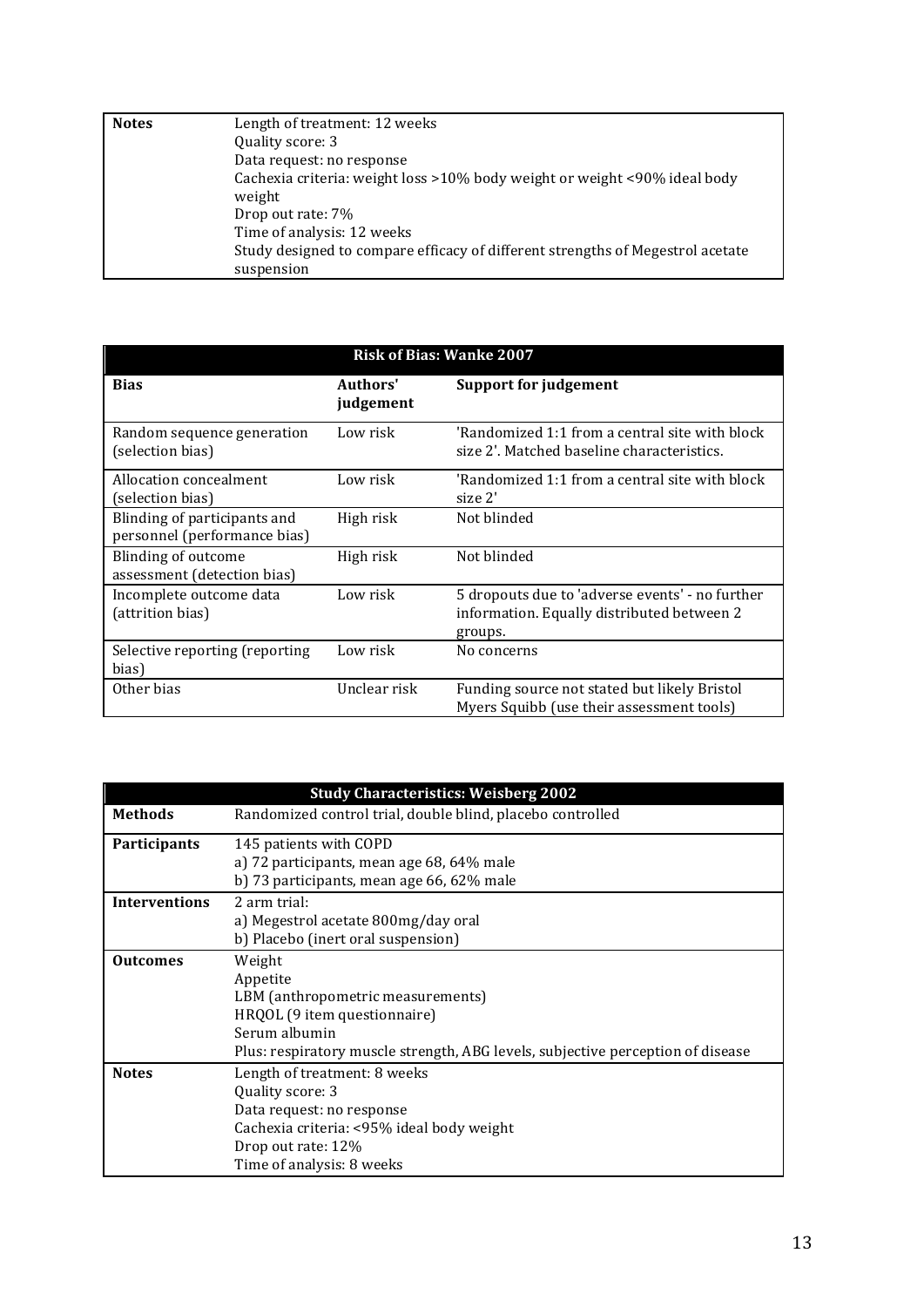| | |
|---|---|
| **Notes** | Length of treatment: 12 weeks<br>Quality score: 3<br>Data request: no response<br>Cachexia criteria: weight loss >10% body weight or weight <90% ideal body weight<br>Drop out rate: 7%<br>Time of analysis: 12 weeks<br>Study designed to compare efficacy of different strengths of Megestrol acetate suspension |

| Risk of Bias: Wanke 2007 | | |
|---|---|---|
| **Bias** | **Authors' judgement** | **Support for judgement** |
| Random sequence generation (selection bias) | Low risk | 'Randomized 1:1 from a central site with block size 2'. Matched baseline characteristics. |
| Allocation concealment (selection bias) | Low risk | 'Randomized 1:1 from a central site with block size 2' |
| Blinding of participants and personnel (performance bias) | High risk | Not blinded |
| Blinding of outcome assessment (detection bias) | High risk | Not blinded |
| Incomplete outcome data (attrition bias) | Low risk | 5 dropouts due to 'adverse events' - no further information. Equally distributed between 2 groups. |
| Selective reporting (reporting bias) | Low risk | No concerns |
| Other bias | Unclear risk | Funding source not stated but likely Bristol Myers Squibb (use their assessment tools) |

| Study Characteristics: Weisberg 2002 | |
|---|---|
| **Methods** | Randomized control trial, double blind, placebo controlled |
| **Participants** | 145 patients with COPD<br>a) 72 participants, mean age 68, 64% male<br>b) 73 participants, mean age 66, 62% male |
| **Interventions** | 2 arm trial:<br>a) Megestrol acetate 800mg/day oral<br>b) Placebo (inert oral suspension) |
| **Outcomes** | Weight<br>Appetite<br>LBM (anthropometric measurements)<br>HRQOL (9 item questionnaire)<br>Serum albumin<br>Plus: respiratory muscle strength, ABG levels, subjective perception of disease |
| **Notes** | Length of treatment: 8 weeks<br>Quality score: 3<br>Data request: no response<br>Cachexia criteria: <95% ideal body weight<br>Drop out rate: 12%<br>Time of analysis: 8 weeks |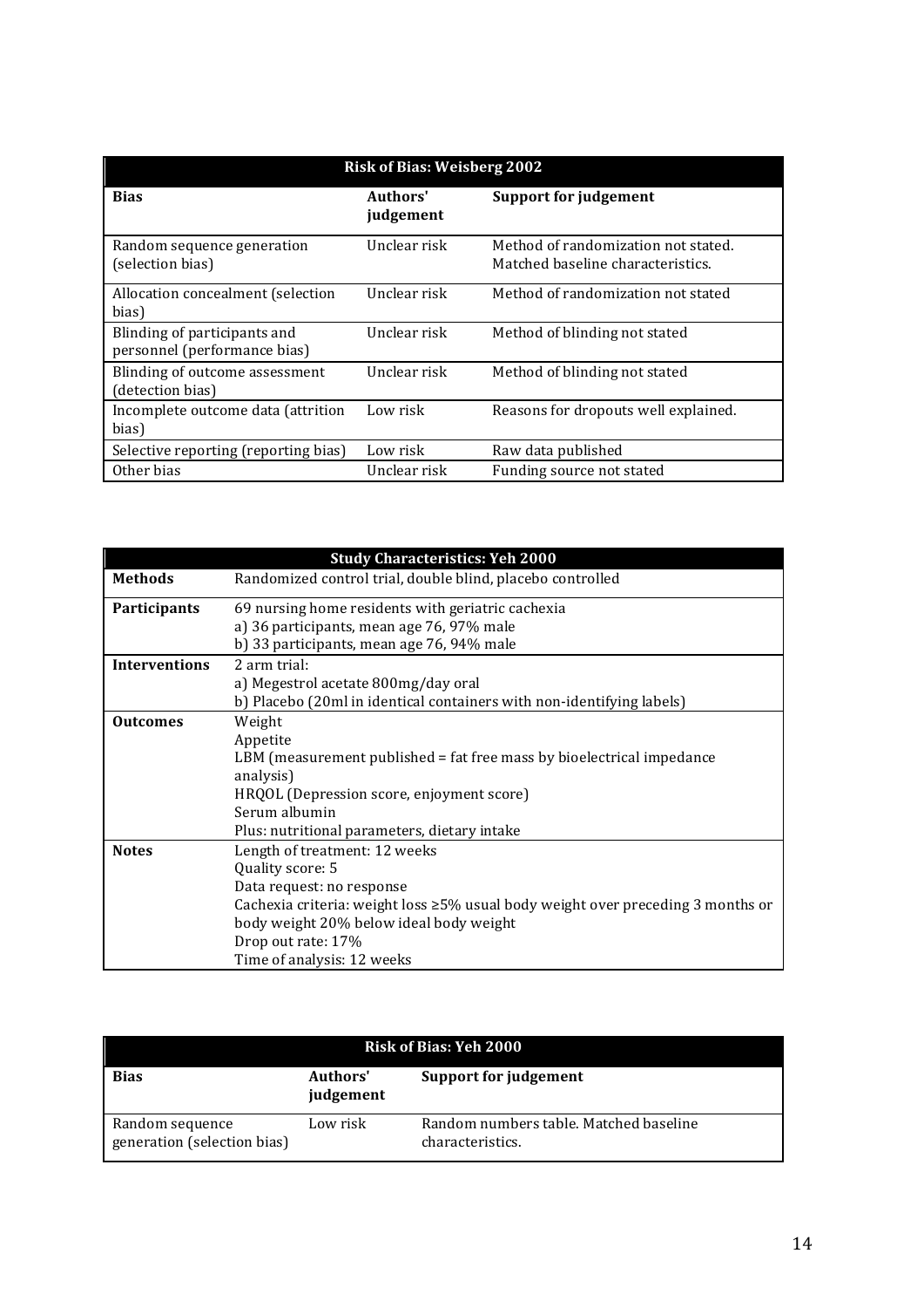| Risk of Bias: Weisberg 2002 | | |
|---|---|---|
| **Bias** | **Authors' judgement** | **Support for judgement** |
| Random sequence generation (selection bias) | Unclear risk | Method of randomization not stated. Matched baseline characteristics. |
| Allocation concealment (selection bias) | Unclear risk | Method of randomization not stated |
| Blinding of participants and personnel (performance bias) | Unclear risk | Method of blinding not stated |
| Blinding of outcome assessment (detection bias) | Unclear risk | Method of blinding not stated |
| Incomplete outcome data (attrition bias) | Low risk | Reasons for dropouts well explained. |
| Selective reporting (reporting bias) | Low risk | Raw data published |
| Other bias | Unclear risk | Funding source not stated |

| Study Characteristics: Yeh 2000 | |
|---|---|
| **Methods** | Randomized control trial, double blind, placebo controlled |
| **Participants** | 69 nursing home residents with geriatric cachexia<br>a) 36 participants, mean age 76, 97% male<br>b) 33 participants, mean age 76, 94% male |
| **Interventions** | 2 arm trial:<br>a) Megestrol acetate 800mg/day oral<br>b) Placebo (20ml in identical containers with non-identifying labels) |
| **Outcomes** | Weight<br>Appetite<br>LBM (measurement published = fat free mass by bioelectrical impedance analysis)<br>HRQOL (Depression score, enjoyment score)<br>Serum albumin<br>Plus: nutritional parameters, dietary intake |
| **Notes** | Length of treatment: 12 weeks<br>Quality score: 5<br>Data request: no response<br>Cachexia criteria: weight loss ≥5% usual body weight over preceding 3 months or body weight 20% below ideal body weight<br>Drop out rate: 17%<br>Time of analysis: 12 weeks |

| Risk of Bias: Yeh 2000 | | |
|---|---|---|
| **Bias** | **Authors' judgement** | **Support for judgement** |
| Random sequence generation (selection bias) | Low risk | Random numbers table. Matched baseline characteristics. |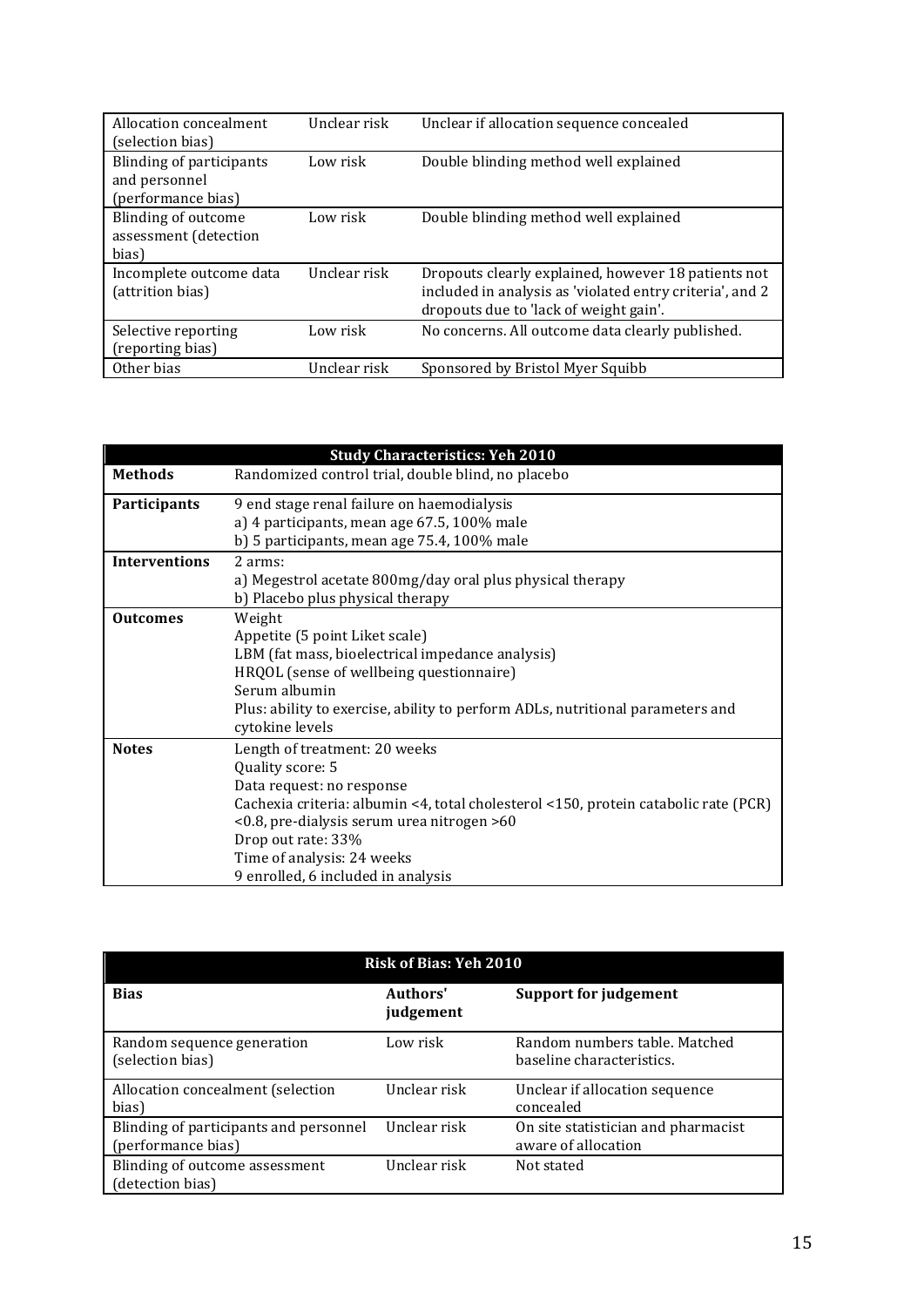| | | |
|---|---|---|
| Allocation concealment (selection bias) | Unclear risk | Unclear if allocation sequence concealed |
| Blinding of participants and personnel (performance bias) | Low risk | Double blinding method well explained |
| Blinding of outcome assessment (detection bias) | Low risk | Double blinding method well explained |
| Incomplete outcome data (attrition bias) | Unclear risk | Dropouts clearly explained, however 18 patients not included in analysis as 'violated entry criteria', and 2 dropouts due to 'lack of weight gain'. |
| Selective reporting (reporting bias) | Low risk | No concerns. All outcome data clearly published. |
| Other bias | Unclear risk | Sponsored by Bristol Myer Squibb |

| Study Characteristics: Yeh 2010 | |
|---|---|
| **Methods** | Randomized control trial, double blind, no placebo |
| **Participants** | 9 end stage renal failure on haemodialysis<br>a) 4 participants, mean age 67.5, 100% male<br>b) 5 participants, mean age 75.4, 100% male |
| **Interventions** | 2 arms:<br>a) Megestrol acetate 800mg/day oral plus physical therapy<br>b) Placebo plus physical therapy |
| **Outcomes** | Weight<br>Appetite (5 point Liket scale)<br>LBM (fat mass, bioelectrical impedance analysis)<br>HRQOL (sense of wellbeing questionnaire)<br>Serum albumin<br>Plus: ability to exercise, ability to perform ADLs, nutritional parameters and cytokine levels |
| **Notes** | Length of treatment: 20 weeks<br>Quality score: 5<br>Data request: no response<br>Cachexia criteria: albumin <4, total cholesterol <150, protein catabolic rate (PCR) <0.8, pre-dialysis serum urea nitrogen >60<br>Drop out rate: 33%<br>Time of analysis: 24 weeks<br>9 enrolled, 6 included in analysis |

| Risk of Bias: Yeh 2010 | | |
|---|---|---|
| **Bias** | **Authors' judgement** | **Support for judgement** |
| Random sequence generation (selection bias) | Low risk | Random numbers table. Matched baseline characteristics. |
| Allocation concealment (selection bias) | Unclear risk | Unclear if allocation sequence concealed |
| Blinding of participants and personnel (performance bias) | Unclear risk | On site statistician and pharmacist aware of allocation |
| Blinding of outcome assessment (detection bias) | Unclear risk | Not stated |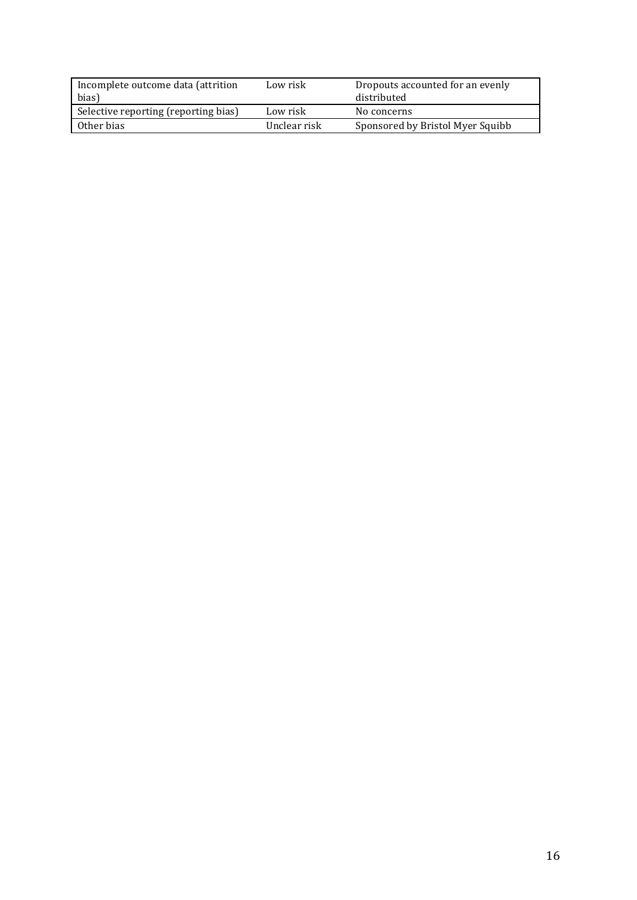| | | |
|---|---|---|
| Incomplete outcome data (attrition bias) | Low risk | Dropouts accounted for an evenly distributed |
| Selective reporting (reporting bias) | Low risk | No concerns |
| Other bias | Unclear risk | Sponsored by Bristol Myer Squibb |